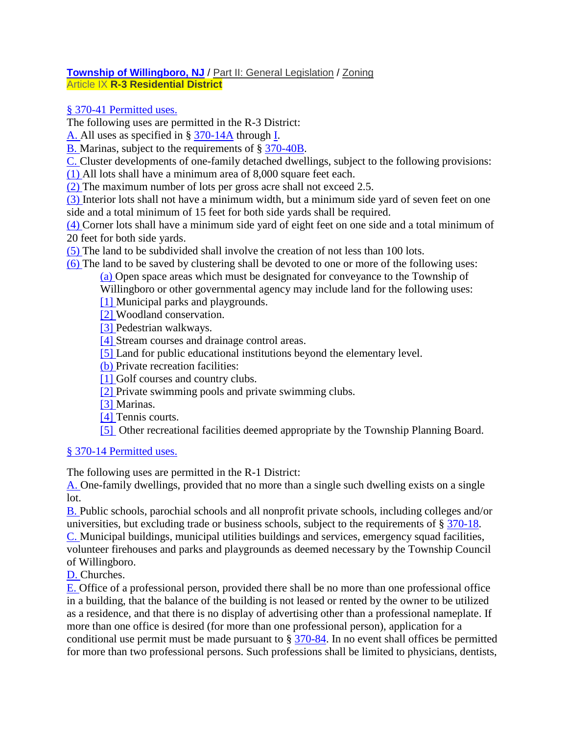**Township of Willingboro, NJ** / Part II: General Legislation / Zoning
Article IX **R-3 Residential District**

§ 370-41 Permitted uses.

The following uses are permitted in the R-3 District:

A. All uses as specified in § 370-14A through I.

B. Marinas, subject to the requirements of § 370-40B.

C. Cluster developments of one-family detached dwellings, subject to the following provisions:

(1) All lots shall have a minimum area of 8,000 square feet each.

(2) The maximum number of lots per gross acre shall not exceed 2.5.

(3) Interior lots shall not have a minimum width, but a minimum side yard of seven feet on one side and a total minimum of 15 feet for both side yards shall be required.

(4) Corner lots shall have a minimum side yard of eight feet on one side and a total minimum of 20 feet for both side yards.

(5) The land to be subdivided shall involve the creation of not less than 100 lots.

(6) The land to be saved by clustering shall be devoted to one or more of the following uses:

- (a) Open space areas which must be designated for conveyance to the Township of Willingboro or other governmental agency may include land for the following uses:
  - [1] Municipal parks and playgrounds.
  - [2] Woodland conservation.
  - [3] Pedestrian walkways.
  - [4] Stream courses and drainage control areas.
  - [5] Land for public educational institutions beyond the elementary level.
- (b) Private recreation facilities:
  - [1] Golf courses and country clubs.
  - [2] Private swimming pools and private swimming clubs.
  - [3] Marinas.
  - [4] Tennis courts.
  - [5] Other recreational facilities deemed appropriate by the Township Planning Board.

§ 370-14 Permitted uses.

The following uses are permitted in the R-1 District:

A. One-family dwellings, provided that no more than a single such dwelling exists on a single lot.

B. Public schools, parochial schools and all nonprofit private schools, including colleges and/or universities, but excluding trade or business schools, subject to the requirements of § 370-18.

C. Municipal buildings, municipal utilities buildings and services, emergency squad facilities, volunteer firehouses and parks and playgrounds as deemed necessary by the Township Council of Willingboro.

D. Churches.

E. Office of a professional person, provided there shall be no more than one professional office in a building, that the balance of the building is not leased or rented by the owner to be utilized as a residence, and that there is no display of advertising other than a professional nameplate. If more than one office is desired (for more than one professional person), application for a conditional use permit must be made pursuant to § 370-84. In no event shall offices be permitted for more than two professional persons. Such professions shall be limited to physicians, dentists,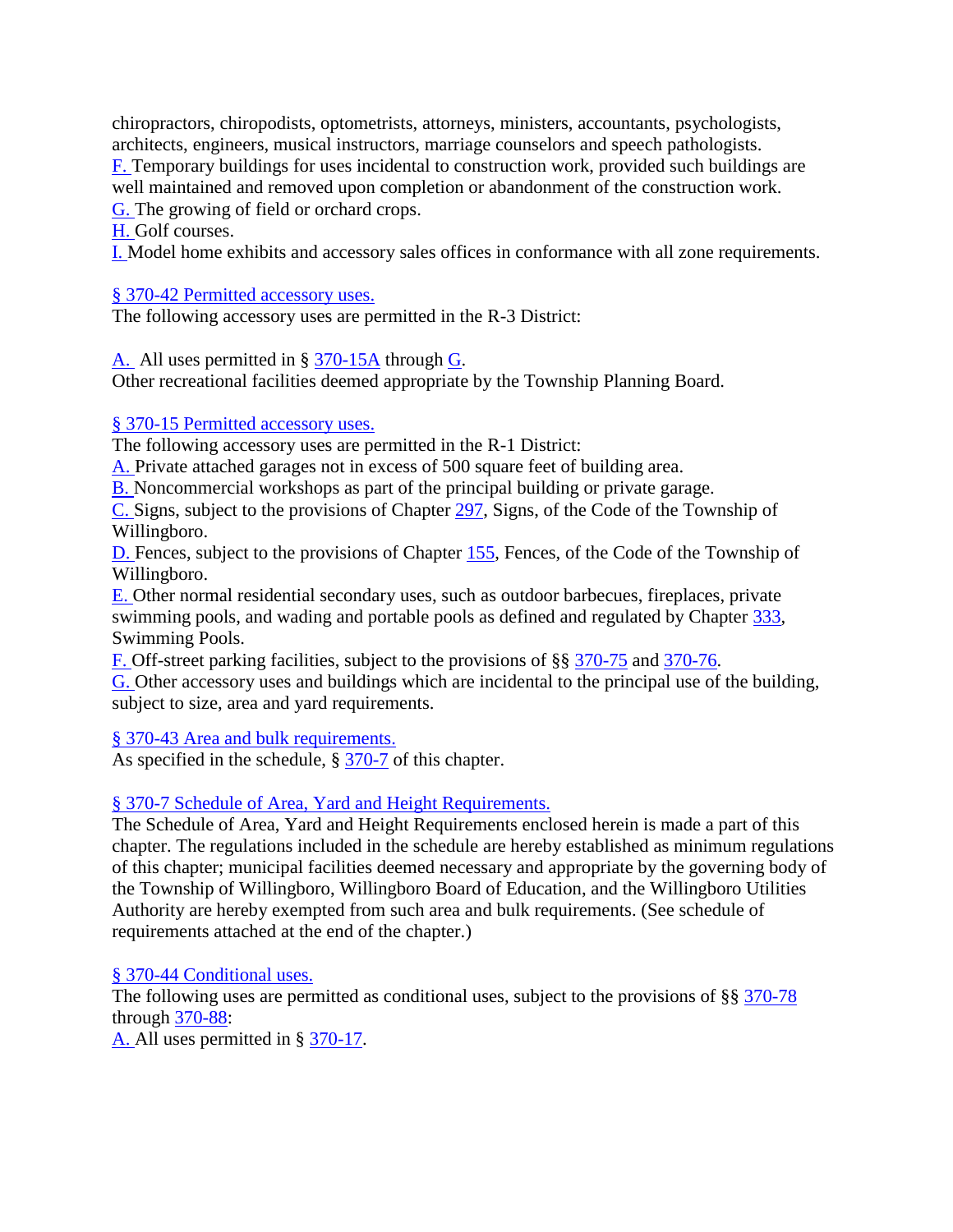chiropractors, chiropodists, optometrists, attorneys, ministers, accountants, psychologists, architects, engineers, musical instructors, marriage counselors and speech pathologists.

F. Temporary buildings for uses incidental to construction work, provided such buildings are well maintained and removed upon completion or abandonment of the construction work.

G. The growing of field or orchard crops.

H. Golf courses.

I. Model home exhibits and accessory sales offices in conformance with all zone requirements.

§ 370-42 Permitted accessory uses.

The following accessory uses are permitted in the R-3 District:

A. All uses permitted in § 370-15A through G.

Other recreational facilities deemed appropriate by the Township Planning Board.

§ 370-15 Permitted accessory uses.

The following accessory uses are permitted in the R-1 District:

A. Private attached garages not in excess of 500 square feet of building area.

B. Noncommercial workshops as part of the principal building or private garage.

C. Signs, subject to the provisions of Chapter 297, Signs, of the Code of the Township of Willingboro.

D. Fences, subject to the provisions of Chapter 155, Fences, of the Code of the Township of Willingboro.

E. Other normal residential secondary uses, such as outdoor barbecues, fireplaces, private swimming pools, and wading and portable pools as defined and regulated by Chapter 333, Swimming Pools.

F. Off-street parking facilities, subject to the provisions of §§ 370-75 and 370-76.

G. Other accessory uses and buildings which are incidental to the principal use of the building, subject to size, area and yard requirements.

§ 370-43 Area and bulk requirements.

As specified in the schedule, § 370-7 of this chapter.

§ 370-7 Schedule of Area, Yard and Height Requirements.

The Schedule of Area, Yard and Height Requirements enclosed herein is made a part of this chapter. The regulations included in the schedule are hereby established as minimum regulations of this chapter; municipal facilities deemed necessary and appropriate by the governing body of the Township of Willingboro, Willingboro Board of Education, and the Willingboro Utilities Authority are hereby exempted from such area and bulk requirements. (See schedule of requirements attached at the end of the chapter.)

§ 370-44 Conditional uses.

The following uses are permitted as conditional uses, subject to the provisions of §§ 370-78 through 370-88:

A. All uses permitted in § 370-17.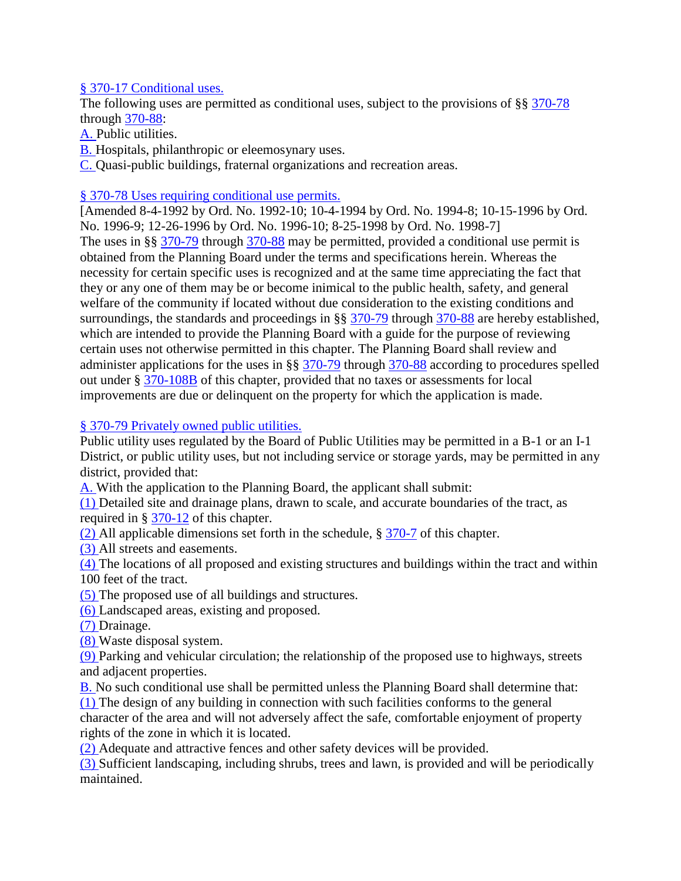### § 370-17 Conditional uses.

The following uses are permitted as conditional uses, subject to the provisions of §§ 370-78 through 370-88:

A. Public utilities.

B. Hospitals, philanthropic or eleemosynary uses.

C. Quasi-public buildings, fraternal organizations and recreation areas.

### § 370-78 Uses requiring conditional use permits.

[Amended 8-4-1992 by Ord. No. 1992-10; 10-4-1994 by Ord. No. 1994-8; 10-15-1996 by Ord. No. 1996-9; 12-26-1996 by Ord. No. 1996-10; 8-25-1998 by Ord. No. 1998-7]

The uses in §§ 370-79 through 370-88 may be permitted, provided a conditional use permit is obtained from the Planning Board under the terms and specifications herein. Whereas the necessity for certain specific uses is recognized and at the same time appreciating the fact that they or any one of them may be or become inimical to the public health, safety, and general welfare of the community if located without due consideration to the existing conditions and surroundings, the standards and proceedings in §§ 370-79 through 370-88 are hereby established, which are intended to provide the Planning Board with a guide for the purpose of reviewing certain uses not otherwise permitted in this chapter. The Planning Board shall review and administer applications for the uses in §§ 370-79 through 370-88 according to procedures spelled out under § 370-108B of this chapter, provided that no taxes or assessments for local improvements are due or delinquent on the property for which the application is made.

### § 370-79 Privately owned public utilities.

Public utility uses regulated by the Board of Public Utilities may be permitted in a B-1 or an I-1 District, or public utility uses, but not including service or storage yards, may be permitted in any district, provided that:

A. With the application to the Planning Board, the applicant shall submit:

(1) Detailed site and drainage plans, drawn to scale, and accurate boundaries of the tract, as required in § 370-12 of this chapter.

(2) All applicable dimensions set forth in the schedule, § 370-7 of this chapter.

(3) All streets and easements.

(4) The locations of all proposed and existing structures and buildings within the tract and within 100 feet of the tract.

(5) The proposed use of all buildings and structures.

(6) Landscaped areas, existing and proposed.

(7) Drainage.

(8) Waste disposal system.

(9) Parking and vehicular circulation; the relationship of the proposed use to highways, streets and adjacent properties.

B. No such conditional use shall be permitted unless the Planning Board shall determine that:

(1) The design of any building in connection with such facilities conforms to the general character of the area and will not adversely affect the safe, comfortable enjoyment of property rights of the zone in which it is located.

(2) Adequate and attractive fences and other safety devices will be provided.

(3) Sufficient landscaping, including shrubs, trees and lawn, is provided and will be periodically maintained.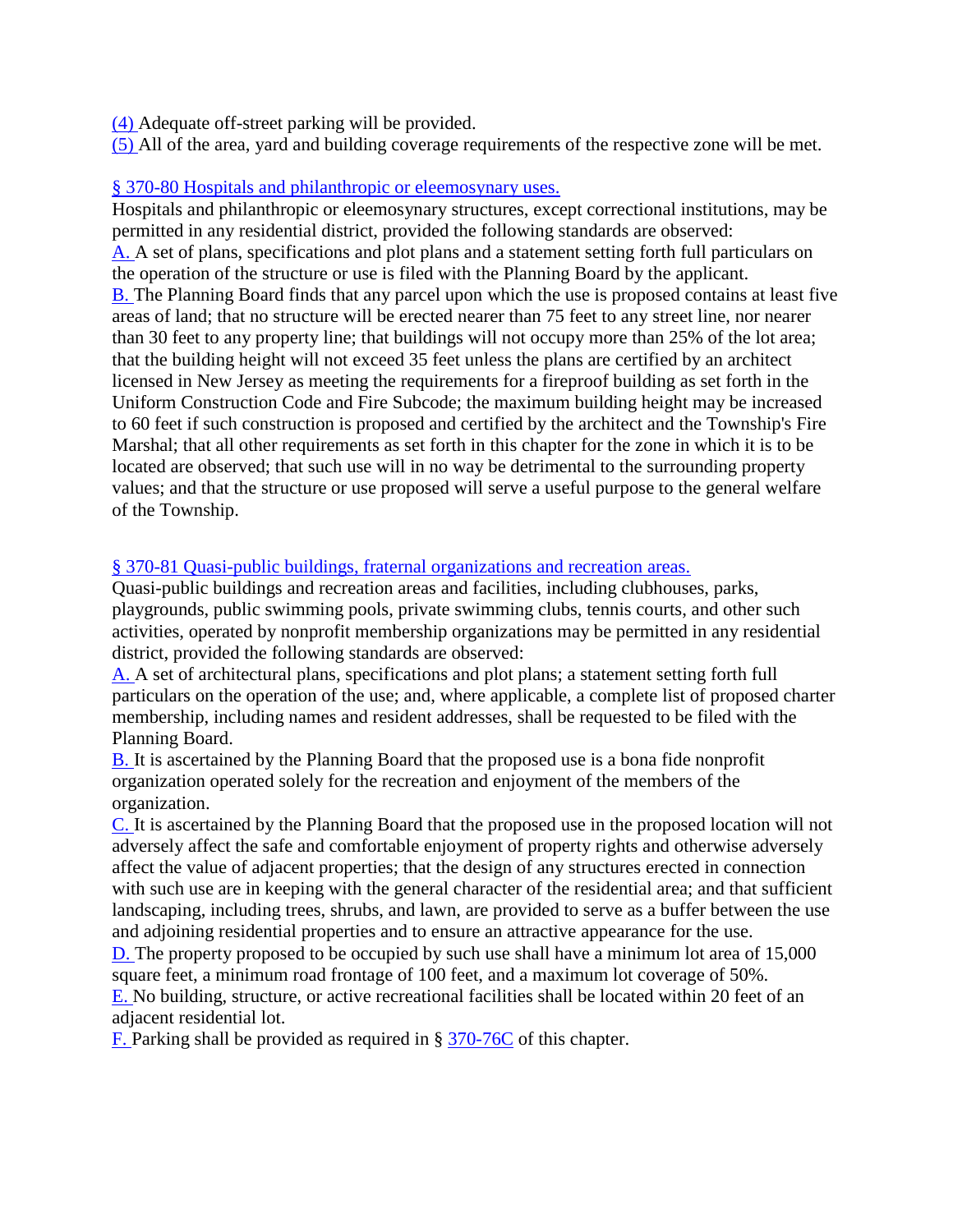(4) Adequate off-street parking will be provided.

(5) All of the area, yard and building coverage requirements of the respective zone will be met.

## § 370-80 Hospitals and philanthropic or eleemosynary uses.

Hospitals and philanthropic or eleemosynary structures, except correctional institutions, may be permitted in any residential district, provided the following standards are observed:

A. A set of plans, specifications and plot plans and a statement setting forth full particulars on the operation of the structure or use is filed with the Planning Board by the applicant.

B. The Planning Board finds that any parcel upon which the use is proposed contains at least five areas of land; that no structure will be erected nearer than 75 feet to any street line, nor nearer than 30 feet to any property line; that buildings will not occupy more than 25% of the lot area; that the building height will not exceed 35 feet unless the plans are certified by an architect licensed in New Jersey as meeting the requirements for a fireproof building as set forth in the Uniform Construction Code and Fire Subcode; the maximum building height may be increased to 60 feet if such construction is proposed and certified by the architect and the Township's Fire Marshal; that all other requirements as set forth in this chapter for the zone in which it is to be located are observed; that such use will in no way be detrimental to the surrounding property values; and that the structure or use proposed will serve a useful purpose to the general welfare of the Township.

## § 370-81 Quasi-public buildings, fraternal organizations and recreation areas.

Quasi-public buildings and recreation areas and facilities, including clubhouses, parks, playgrounds, public swimming pools, private swimming clubs, tennis courts, and other such activities, operated by nonprofit membership organizations may be permitted in any residential district, provided the following standards are observed:

A. A set of architectural plans, specifications and plot plans; a statement setting forth full particulars on the operation of the use; and, where applicable, a complete list of proposed charter membership, including names and resident addresses, shall be requested to be filed with the Planning Board.

B. It is ascertained by the Planning Board that the proposed use is a bona fide nonprofit organization operated solely for the recreation and enjoyment of the members of the organization.

C. It is ascertained by the Planning Board that the proposed use in the proposed location will not adversely affect the safe and comfortable enjoyment of property rights and otherwise adversely affect the value of adjacent properties; that the design of any structures erected in connection with such use are in keeping with the general character of the residential area; and that sufficient landscaping, including trees, shrubs, and lawn, are provided to serve as a buffer between the use and adjoining residential properties and to ensure an attractive appearance for the use.

D. The property proposed to be occupied by such use shall have a minimum lot area of 15,000 square feet, a minimum road frontage of 100 feet, and a maximum lot coverage of 50%.

E. No building, structure, or active recreational facilities shall be located within 20 feet of an adjacent residential lot.

F. Parking shall be provided as required in § 370-76C of this chapter.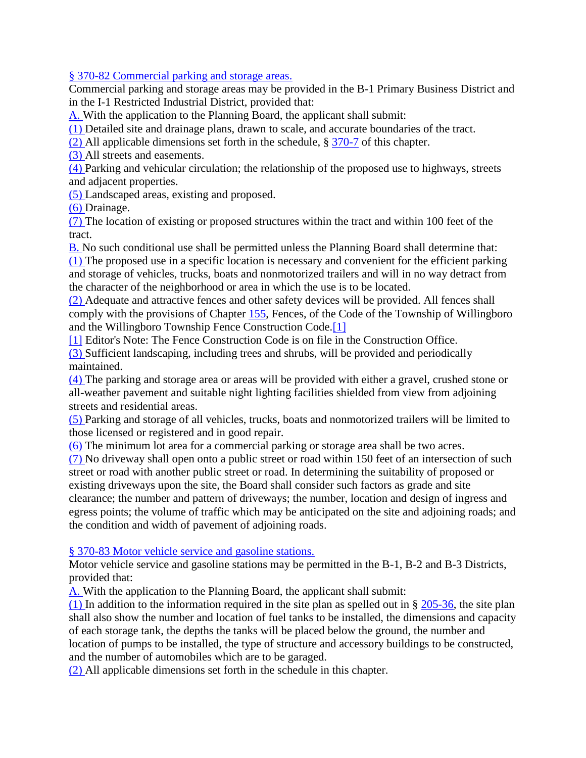## § 370-82 Commercial parking and storage areas.

Commercial parking and storage areas may be provided in the B-1 Primary Business District and in the I-1 Restricted Industrial District, provided that:

A. With the application to the Planning Board, the applicant shall submit:

(1) Detailed site and drainage plans, drawn to scale, and accurate boundaries of the tract.

(2) All applicable dimensions set forth in the schedule, § 370-7 of this chapter.

(3) All streets and easements.

(4) Parking and vehicular circulation; the relationship of the proposed use to highways, streets and adjacent properties.

(5) Landscaped areas, existing and proposed.

(6) Drainage.

(7) The location of existing or proposed structures within the tract and within 100 feet of the tract.

B. No such conditional use shall be permitted unless the Planning Board shall determine that:

(1) The proposed use in a specific location is necessary and convenient for the efficient parking and storage of vehicles, trucks, boats and nonmotorized trailers and will in no way detract from the character of the neighborhood or area in which the use is to be located.

(2) Adequate and attractive fences and other safety devices will be provided. All fences shall comply with the provisions of Chapter 155, Fences, of the Code of the Township of Willingboro and the Willingboro Township Fence Construction Code.[1]

[1] Editor's Note: The Fence Construction Code is on file in the Construction Office.

(3) Sufficient landscaping, including trees and shrubs, will be provided and periodically maintained.

(4) The parking and storage area or areas will be provided with either a gravel, crushed stone or all-weather pavement and suitable night lighting facilities shielded from view from adjoining streets and residential areas.

(5) Parking and storage of all vehicles, trucks, boats and nonmotorized trailers will be limited to those licensed or registered and in good repair.

(6) The minimum lot area for a commercial parking or storage area shall be two acres.

(7) No driveway shall open onto a public street or road within 150 feet of an intersection of such street or road with another public street or road. In determining the suitability of proposed or existing driveways upon the site, the Board shall consider such factors as grade and site clearance; the number and pattern of driveways; the number, location and design of ingress and egress points; the volume of traffic which may be anticipated on the site and adjoining roads; and the condition and width of pavement of adjoining roads.

## § 370-83 Motor vehicle service and gasoline stations.

Motor vehicle service and gasoline stations may be permitted in the B-1, B-2 and B-3 Districts, provided that:

A. With the application to the Planning Board, the applicant shall submit:

(1) In addition to the information required in the site plan as spelled out in § 205-36, the site plan shall also show the number and location of fuel tanks to be installed, the dimensions and capacity of each storage tank, the depths the tanks will be placed below the ground, the number and location of pumps to be installed, the type of structure and accessory buildings to be constructed, and the number of automobiles which are to be garaged.

(2) All applicable dimensions set forth in the schedule in this chapter.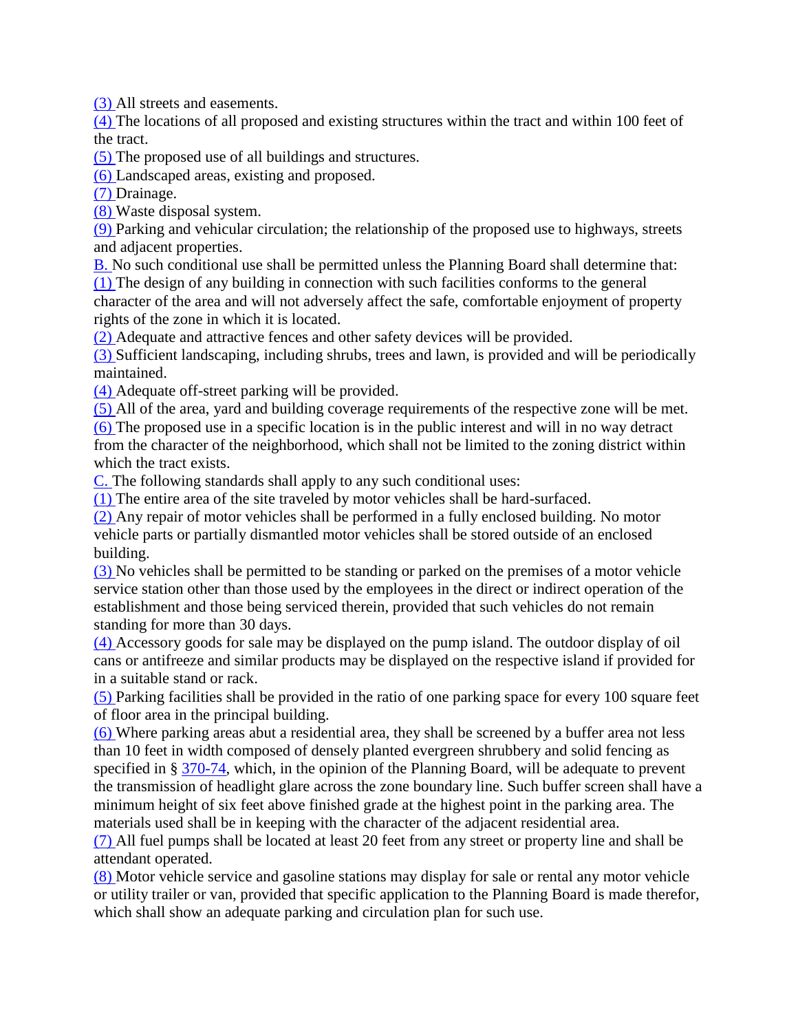(3) All streets and easements.

(4) The locations of all proposed and existing structures within the tract and within 100 feet of the tract.

(5) The proposed use of all buildings and structures.

(6) Landscaped areas, existing and proposed.

(7) Drainage.

(8) Waste disposal system.

(9) Parking and vehicular circulation; the relationship of the proposed use to highways, streets and adjacent properties.

B. No such conditional use shall be permitted unless the Planning Board shall determine that:

(1) The design of any building in connection with such facilities conforms to the general character of the area and will not adversely affect the safe, comfortable enjoyment of property rights of the zone in which it is located.

(2) Adequate and attractive fences and other safety devices will be provided.

(3) Sufficient landscaping, including shrubs, trees and lawn, is provided and will be periodically maintained.

(4) Adequate off-street parking will be provided.

(5) All of the area, yard and building coverage requirements of the respective zone will be met.

(6) The proposed use in a specific location is in the public interest and will in no way detract from the character of the neighborhood, which shall not be limited to the zoning district within which the tract exists.

C. The following standards shall apply to any such conditional uses:

(1) The entire area of the site traveled by motor vehicles shall be hard-surfaced.

(2) Any repair of motor vehicles shall be performed in a fully enclosed building. No motor vehicle parts or partially dismantled motor vehicles shall be stored outside of an enclosed building.

(3) No vehicles shall be permitted to be standing or parked on the premises of a motor vehicle service station other than those used by the employees in the direct or indirect operation of the establishment and those being serviced therein, provided that such vehicles do not remain standing for more than 30 days.

(4) Accessory goods for sale may be displayed on the pump island. The outdoor display of oil cans or antifreeze and similar products may be displayed on the respective island if provided for in a suitable stand or rack.

(5) Parking facilities shall be provided in the ratio of one parking space for every 100 square feet of floor area in the principal building.

(6) Where parking areas abut a residential area, they shall be screened by a buffer area not less than 10 feet in width composed of densely planted evergreen shrubbery and solid fencing as specified in § 370-74, which, in the opinion of the Planning Board, will be adequate to prevent the transmission of headlight glare across the zone boundary line. Such buffer screen shall have a minimum height of six feet above finished grade at the highest point in the parking area. The materials used shall be in keeping with the character of the adjacent residential area.

(7) All fuel pumps shall be located at least 20 feet from any street or property line and shall be attendant operated.

(8) Motor vehicle service and gasoline stations may display for sale or rental any motor vehicle or utility trailer or van, provided that specific application to the Planning Board is made therefor, which shall show an adequate parking and circulation plan for such use.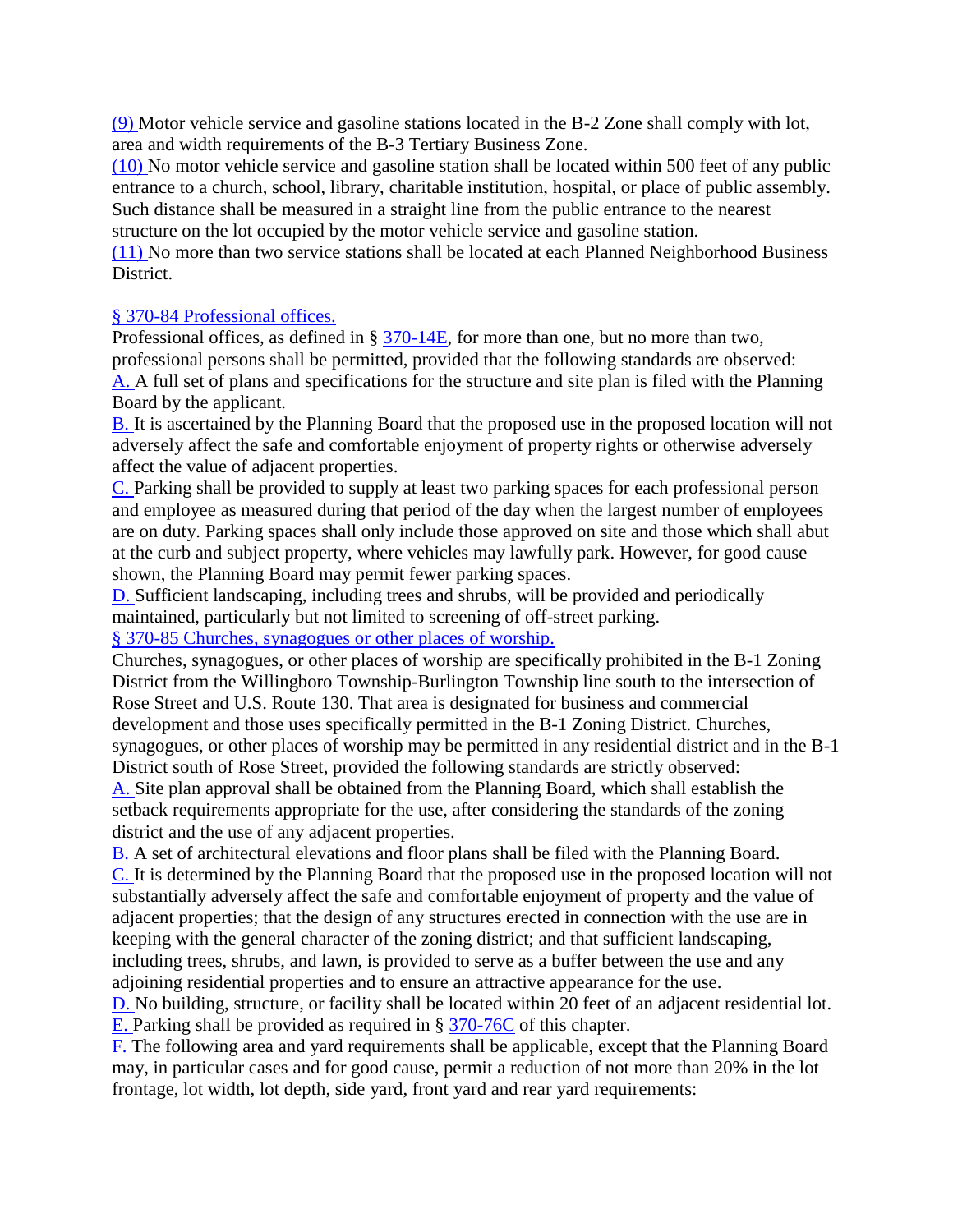(9) Motor vehicle service and gasoline stations located in the B-2 Zone shall comply with lot, area and width requirements of the B-3 Tertiary Business Zone.

(10) No motor vehicle service and gasoline station shall be located within 500 feet of any public entrance to a church, school, library, charitable institution, hospital, or place of public assembly. Such distance shall be measured in a straight line from the public entrance to the nearest structure on the lot occupied by the motor vehicle service and gasoline station.

(11) No more than two service stations shall be located at each Planned Neighborhood Business District.

### § 370-84 Professional offices.

Professional offices, as defined in § 370-14E, for more than one, but no more than two, professional persons shall be permitted, provided that the following standards are observed:

A. A full set of plans and specifications for the structure and site plan is filed with the Planning Board by the applicant.

B. It is ascertained by the Planning Board that the proposed use in the proposed location will not adversely affect the safe and comfortable enjoyment of property rights or otherwise adversely affect the value of adjacent properties.

C. Parking shall be provided to supply at least two parking spaces for each professional person and employee as measured during that period of the day when the largest number of employees are on duty. Parking spaces shall only include those approved on site and those which shall abut at the curb and subject property, where vehicles may lawfully park. However, for good cause shown, the Planning Board may permit fewer parking spaces.

D. Sufficient landscaping, including trees and shrubs, will be provided and periodically maintained, particularly but not limited to screening of off-street parking.

### § 370-85 Churches, synagogues or other places of worship.

Churches, synagogues, or other places of worship are specifically prohibited in the B-1 Zoning District from the Willingboro Township-Burlington Township line south to the intersection of Rose Street and U.S. Route 130. That area is designated for business and commercial development and those uses specifically permitted in the B-1 Zoning District. Churches, synagogues, or other places of worship may be permitted in any residential district and in the B-1 District south of Rose Street, provided the following standards are strictly observed:

A. Site plan approval shall be obtained from the Planning Board, which shall establish the setback requirements appropriate for the use, after considering the standards of the zoning district and the use of any adjacent properties.

B. A set of architectural elevations and floor plans shall be filed with the Planning Board.

C. It is determined by the Planning Board that the proposed use in the proposed location will not substantially adversely affect the safe and comfortable enjoyment of property and the value of adjacent properties; that the design of any structures erected in connection with the use are in keeping with the general character of the zoning district; and that sufficient landscaping, including trees, shrubs, and lawn, is provided to serve as a buffer between the use and any adjoining residential properties and to ensure an attractive appearance for the use.

D. No building, structure, or facility shall be located within 20 feet of an adjacent residential lot.

E. Parking shall be provided as required in § 370-76C of this chapter.

F. The following area and yard requirements shall be applicable, except that the Planning Board may, in particular cases and for good cause, permit a reduction of not more than 20% in the lot frontage, lot width, lot depth, side yard, front yard and rear yard requirements: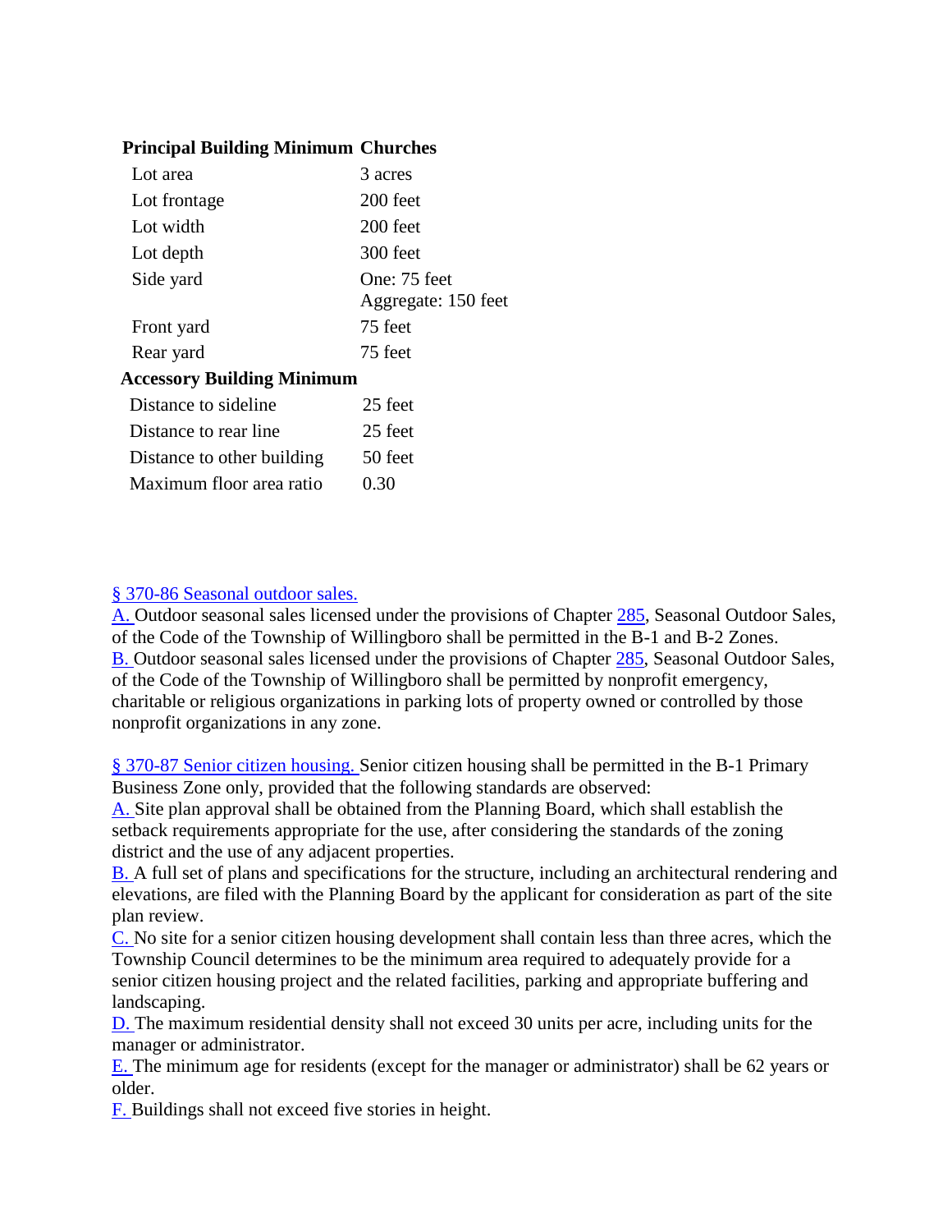| Principal Building Minimum | Churches |
| --- | --- |
| Lot area | 3 acres |
| Lot frontage | 200 feet |
| Lot width | 200 feet |
| Lot depth | 300 feet |
| Side yard | One: 75 feet<br>Aggregate: 150 feet |
| Front yard | 75 feet |
| Rear yard | 75 feet |
| **Accessory Building Minimum** | |
| Distance to sideline | 25 feet |
| Distance to rear line | 25 feet |
| Distance to other building | 50 feet |
| Maximum floor area ratio | 0.30 |

§ 370-86 Seasonal outdoor sales.

A. Outdoor seasonal sales licensed under the provisions of Chapter 285, Seasonal Outdoor Sales, of the Code of the Township of Willingboro shall be permitted in the B-1 and B-2 Zones.

B. Outdoor seasonal sales licensed under the provisions of Chapter 285, Seasonal Outdoor Sales, of the Code of the Township of Willingboro shall be permitted by nonprofit emergency, charitable or religious organizations in parking lots of property owned or controlled by those nonprofit organizations in any zone.

§ 370-87 Senior citizen housing. Senior citizen housing shall be permitted in the B-1 Primary Business Zone only, provided that the following standards are observed:

A. Site plan approval shall be obtained from the Planning Board, which shall establish the setback requirements appropriate for the use, after considering the standards of the zoning district and the use of any adjacent properties.

B. A full set of plans and specifications for the structure, including an architectural rendering and elevations, are filed with the Planning Board by the applicant for consideration as part of the site plan review.

C. No site for a senior citizen housing development shall contain less than three acres, which the Township Council determines to be the minimum area required to adequately provide for a senior citizen housing project and the related facilities, parking and appropriate buffering and landscaping.

D. The maximum residential density shall not exceed 30 units per acre, including units for the manager or administrator.

E. The minimum age for residents (except for the manager or administrator) shall be 62 years or older.

F. Buildings shall not exceed five stories in height.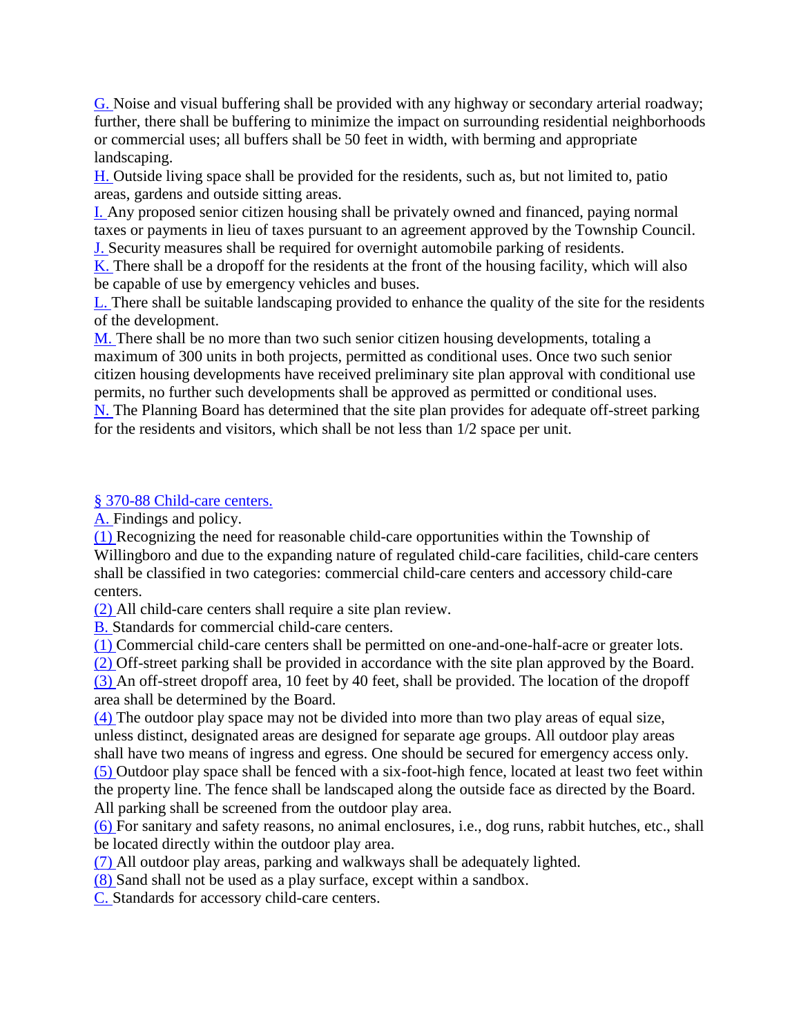G. Noise and visual buffering shall be provided with any highway or secondary arterial roadway; further, there shall be buffering to minimize the impact on surrounding residential neighborhoods or commercial uses; all buffers shall be 50 feet in width, with berming and appropriate landscaping.

H. Outside living space shall be provided for the residents, such as, but not limited to, patio areas, gardens and outside sitting areas.

I. Any proposed senior citizen housing shall be privately owned and financed, paying normal taxes or payments in lieu of taxes pursuant to an agreement approved by the Township Council.

J. Security measures shall be required for overnight automobile parking of residents.

K. There shall be a dropoff for the residents at the front of the housing facility, which will also be capable of use by emergency vehicles and buses.

L. There shall be suitable landscaping provided to enhance the quality of the site for the residents of the development.

M. There shall be no more than two such senior citizen housing developments, totaling a maximum of 300 units in both projects, permitted as conditional uses. Once two such senior citizen housing developments have received preliminary site plan approval with conditional use permits, no further such developments shall be approved as permitted or conditional uses.

N. The Planning Board has determined that the site plan provides for adequate off-street parking for the residents and visitors, which shall be not less than 1/2 space per unit.

## § 370-88 Child-care centers.

A. Findings and policy.

(1) Recognizing the need for reasonable child-care opportunities within the Township of Willingboro and due to the expanding nature of regulated child-care facilities, child-care centers shall be classified in two categories: commercial child-care centers and accessory child-care centers.

(2) All child-care centers shall require a site plan review.

B. Standards for commercial child-care centers.

(1) Commercial child-care centers shall be permitted on one-and-one-half-acre or greater lots.

(2) Off-street parking shall be provided in accordance with the site plan approved by the Board.

(3) An off-street dropoff area, 10 feet by 40 feet, shall be provided. The location of the dropoff area shall be determined by the Board.

(4) The outdoor play space may not be divided into more than two play areas of equal size, unless distinct, designated areas are designed for separate age groups. All outdoor play areas shall have two means of ingress and egress. One should be secured for emergency access only.

(5) Outdoor play space shall be fenced with a six-foot-high fence, located at least two feet within the property line. The fence shall be landscaped along the outside face as directed by the Board. All parking shall be screened from the outdoor play area.

(6) For sanitary and safety reasons, no animal enclosures, i.e., dog runs, rabbit hutches, etc., shall be located directly within the outdoor play area.

(7) All outdoor play areas, parking and walkways shall be adequately lighted.

(8) Sand shall not be used as a play surface, except within a sandbox.

C. Standards for accessory child-care centers.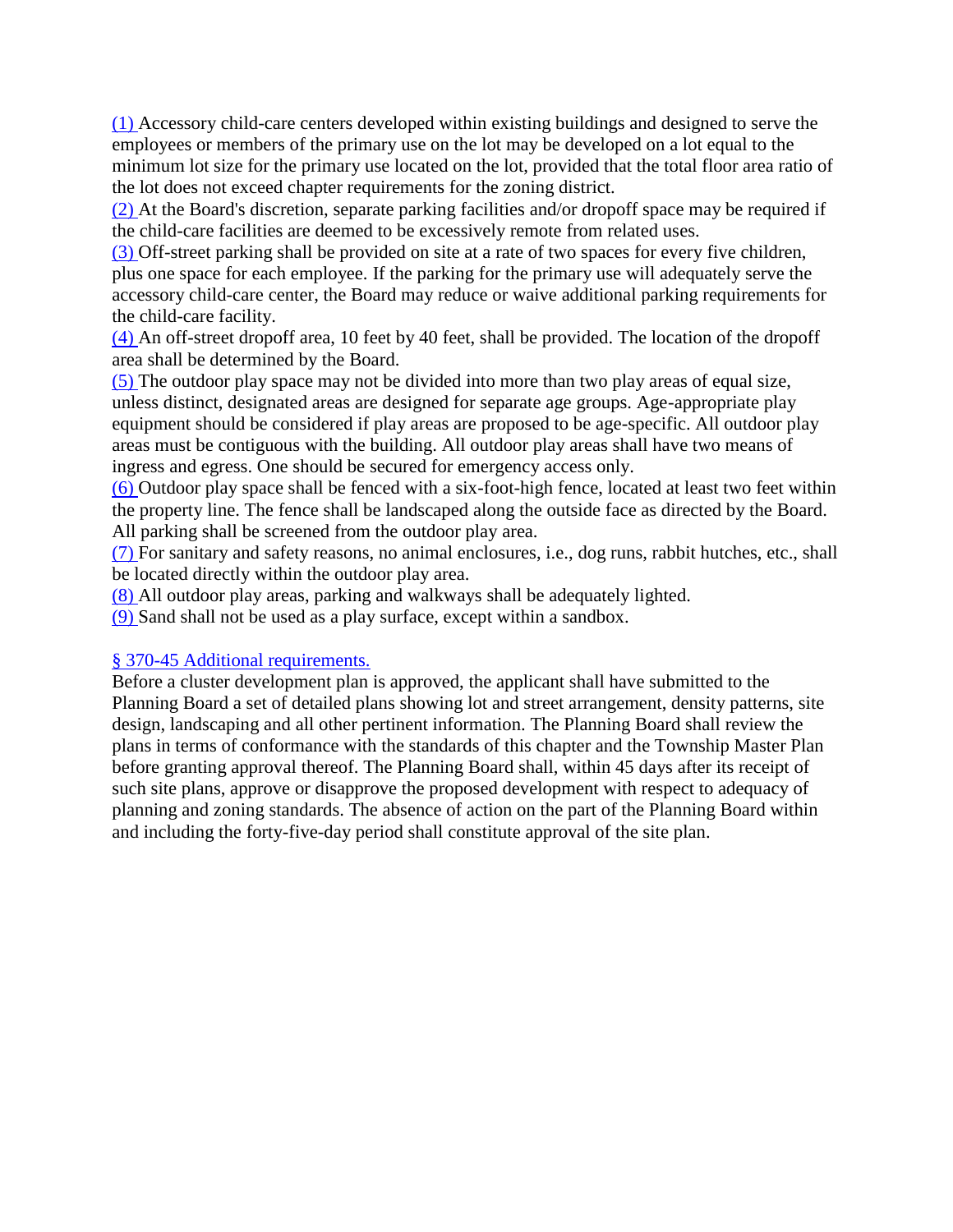(1) Accessory child-care centers developed within existing buildings and designed to serve the employees or members of the primary use on the lot may be developed on a lot equal to the minimum lot size for the primary use located on the lot, provided that the total floor area ratio of the lot does not exceed chapter requirements for the zoning district.

(2) At the Board's discretion, separate parking facilities and/or dropoff space may be required if the child-care facilities are deemed to be excessively remote from related uses.

(3) Off-street parking shall be provided on site at a rate of two spaces for every five children, plus one space for each employee. If the parking for the primary use will adequately serve the accessory child-care center, the Board may reduce or waive additional parking requirements for the child-care facility.

(4) An off-street dropoff area, 10 feet by 40 feet, shall be provided. The location of the dropoff area shall be determined by the Board.

(5) The outdoor play space may not be divided into more than two play areas of equal size, unless distinct, designated areas are designed for separate age groups. Age-appropriate play equipment should be considered if play areas are proposed to be age-specific. All outdoor play areas must be contiguous with the building. All outdoor play areas shall have two means of ingress and egress. One should be secured for emergency access only.

(6) Outdoor play space shall be fenced with a six-foot-high fence, located at least two feet within the property line. The fence shall be landscaped along the outside face as directed by the Board. All parking shall be screened from the outdoor play area.

(7) For sanitary and safety reasons, no animal enclosures, i.e., dog runs, rabbit hutches, etc., shall be located directly within the outdoor play area.

(8) All outdoor play areas, parking and walkways shall be adequately lighted.

(9) Sand shall not be used as a play surface, except within a sandbox.

## § 370-45 Additional requirements.

Before a cluster development plan is approved, the applicant shall have submitted to the Planning Board a set of detailed plans showing lot and street arrangement, density patterns, site design, landscaping and all other pertinent information. The Planning Board shall review the plans in terms of conformance with the standards of this chapter and the Township Master Plan before granting approval thereof. The Planning Board shall, within 45 days after its receipt of such site plans, approve or disapprove the proposed development with respect to adequacy of planning and zoning standards. The absence of action on the part of the Planning Board within and including the forty-five-day period shall constitute approval of the site plan.